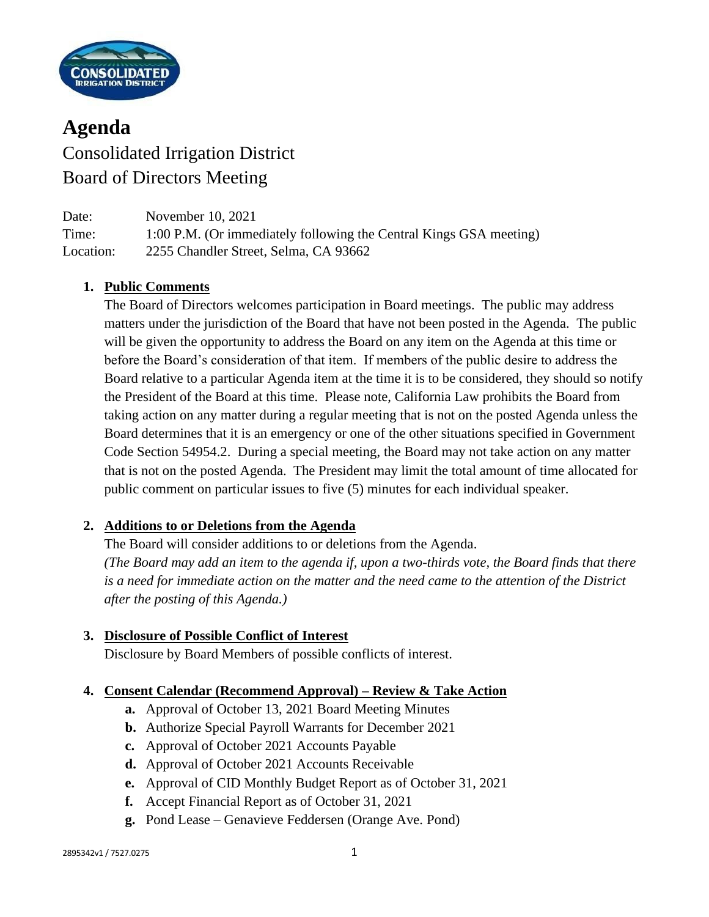# Agenda

Consolidated Irrigation District
Board of Directors Meeting

Date: November 10, 2021
Time: 1:00 P.M. (Or immediately following the Central Kings GSA meeting)
Location: 2255 Chandler Street, Selma, CA 93662

1. **Public Comments**
   The Board of Directors welcomes participation in Board meetings. The public may address matters under the jurisdiction of the Board that have not been posted in the Agenda. The public will be given the opportunity to address the Board on any item on the Agenda at this time or before the Board's consideration of that item. If members of the public desire to address the Board relative to a particular Agenda item at the time it is to be considered, they should so notify the President of the Board at this time. Please note, California Law prohibits the Board from taking action on any matter during a regular meeting that is not on the posted Agenda unless the Board determines that it is an emergency or one of the other situations specified in Government Code Section 54954.2. During a special meeting, the Board may not take action on any matter that is not on the posted Agenda. The President may limit the total amount of time allocated for public comment on particular issues to five (5) minutes for each individual speaker.

2. **Additions to or Deletions from the Agenda**
   The Board will consider additions to or deletions from the Agenda.
   *(The Board may add an item to the agenda if, upon a two-thirds vote, the Board finds that there is a need for immediate action on the matter and the need came to the attention of the District after the posting of this Agenda.)*

3. **Disclosure of Possible Conflict of Interest**
   Disclosure by Board Members of possible conflicts of interest.

4. **Consent Calendar (Recommend Approval) – Review & Take Action**
   - **a.** Approval of October 13, 2021 Board Meeting Minutes
   - **b.** Authorize Special Payroll Warrants for December 2021
   - **c.** Approval of October 2021 Accounts Payable
   - **d.** Approval of October 2021 Accounts Receivable
   - **e.** Approval of CID Monthly Budget Report as of October 31, 2021
   - **f.** Accept Financial Report as of October 31, 2021
   - **g.** Pond Lease – Genavieve Feddersen (Orange Ave. Pond)

2895342v1 / 7527.0275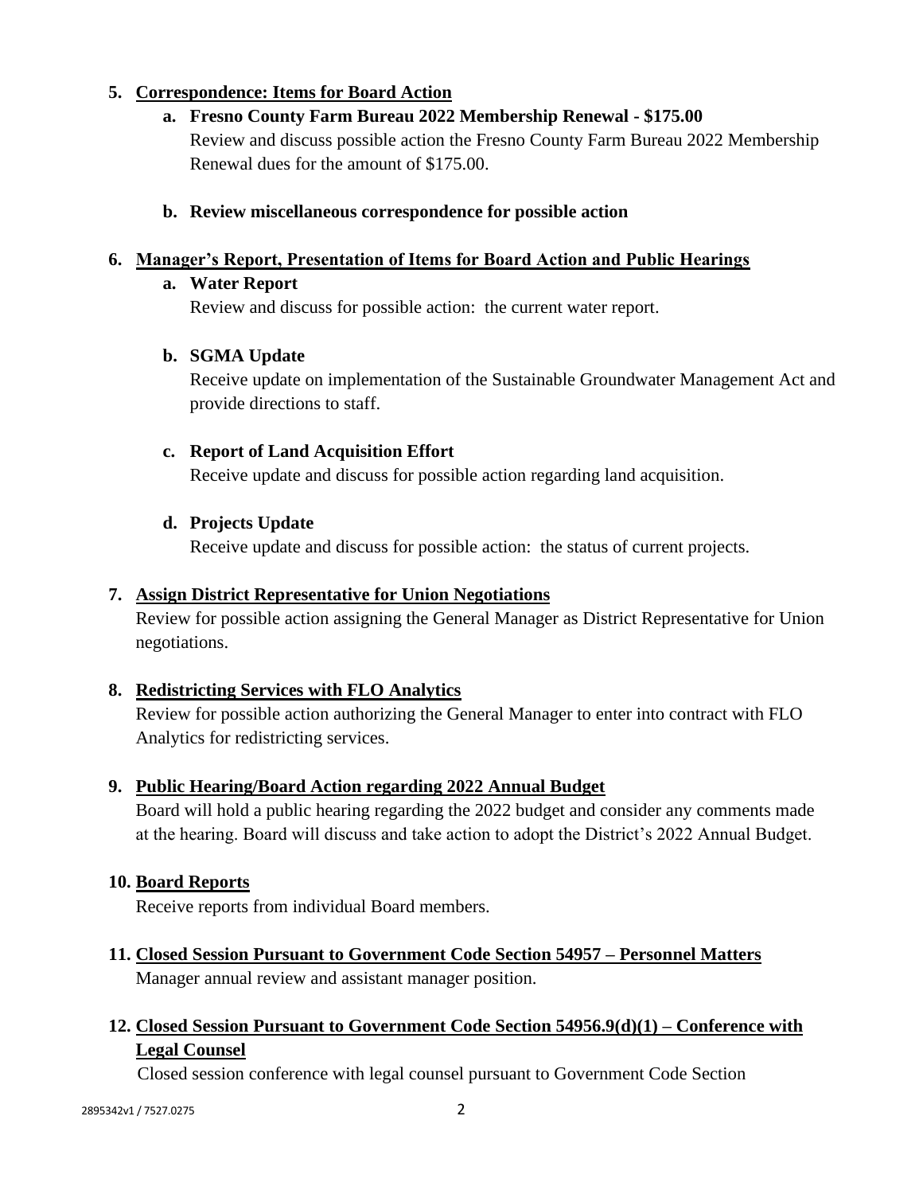5. **Correspondence: Items for Board Action**

   a. **Fresno County Farm Bureau 2022 Membership Renewal - $175.00**
   Review and discuss possible action the Fresno County Farm Bureau 2022 Membership Renewal dues for the amount of $175.00.

   b. **Review miscellaneous correspondence for possible action**

6. **Manager's Report, Presentation of Items for Board Action and Public Hearings**

   a. **Water Report**
   Review and discuss for possible action: the current water report.

   b. **SGMA Update**
   Receive update on implementation of the Sustainable Groundwater Management Act and provide directions to staff.

   c. **Report of Land Acquisition Effort**
   Receive update and discuss for possible action regarding land acquisition.

   d. **Projects Update**
   Receive update and discuss for possible action: the status of current projects.

7. **Assign District Representative for Union Negotiations**
   Review for possible action assigning the General Manager as District Representative for Union negotiations.

8. **Redistricting Services with FLO Analytics**
   Review for possible action authorizing the General Manager to enter into contract with FLO Analytics for redistricting services.

9. **Public Hearing/Board Action regarding 2022 Annual Budget**
   Board will hold a public hearing regarding the 2022 budget and consider any comments made at the hearing. Board will discuss and take action to adopt the District's 2022 Annual Budget.

10. **Board Reports**
    Receive reports from individual Board members.

11. **Closed Session Pursuant to Government Code Section 54957 – Personnel Matters**
    Manager annual review and assistant manager position.

12. **Closed Session Pursuant to Government Code Section 54956.9(d)(1) – Conference with Legal Counsel**
    Closed session conference with legal counsel pursuant to Government Code Section

2895342v1 / 7527.0275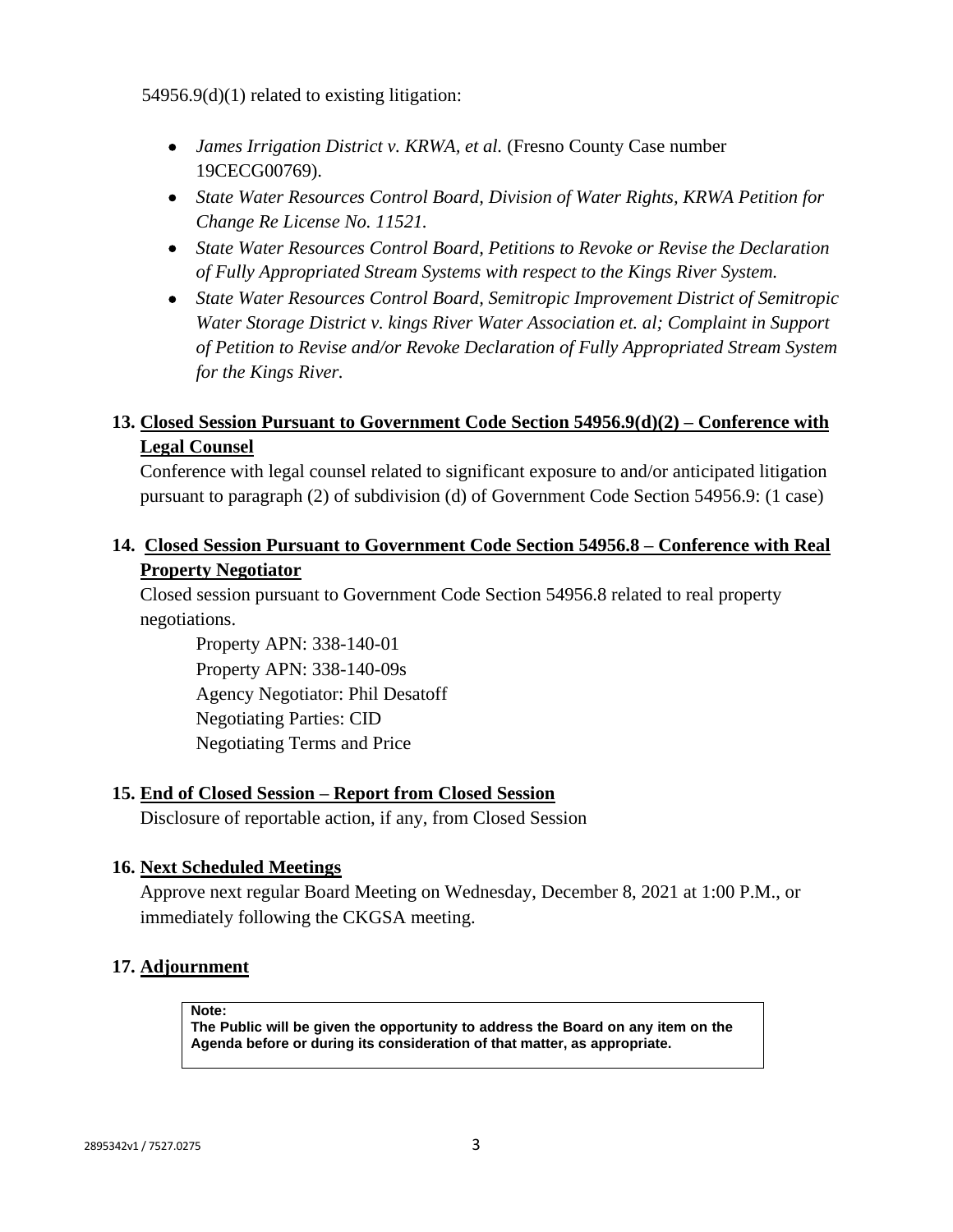54956.9(d)(1) related to existing litigation:

- *James Irrigation District v. KRWA, et al.* (Fresno County Case number 19CECG00769).
- *State Water Resources Control Board, Division of Water Rights, KRWA Petition for Change Re License No. 11521.*
- *State Water Resources Control Board, Petitions to Revoke or Revise the Declaration of Fully Appropriated Stream Systems with respect to the Kings River System.*
- *State Water Resources Control Board, Semitropic Improvement District of Semitropic Water Storage District v. kings River Water Association et. al; Complaint in Support of Petition to Revise and/or Revoke Declaration of Fully Appropriated Stream System for the Kings River.*

**13. Closed Session Pursuant to Government Code Section 54956.9(d)(2) – Conference with Legal Counsel**

Conference with legal counsel related to significant exposure to and/or anticipated litigation pursuant to paragraph (2) of subdivision (d) of Government Code Section 54956.9: (1 case)

**14. Closed Session Pursuant to Government Code Section 54956.8 – Conference with Real Property Negotiator**

Closed session pursuant to Government Code Section 54956.8 related to real property negotiations.

Property APN: 338-140-01
Property APN: 338-140-09s
Agency Negotiator: Phil Desatoff
Negotiating Parties: CID
Negotiating Terms and Price

**15. End of Closed Session – Report from Closed Session**

Disclosure of reportable action, if any, from Closed Session

**16. Next Scheduled Meetings**

Approve next regular Board Meeting on Wednesday, December 8, 2021 at 1:00 P.M., or immediately following the CKGSA meeting.

**17. Adjournment**

**Note:**
**The Public will be given the opportunity to address the Board on any item on the Agenda before or during its consideration of that matter, as appropriate.**

2895342v1 / 7527.0275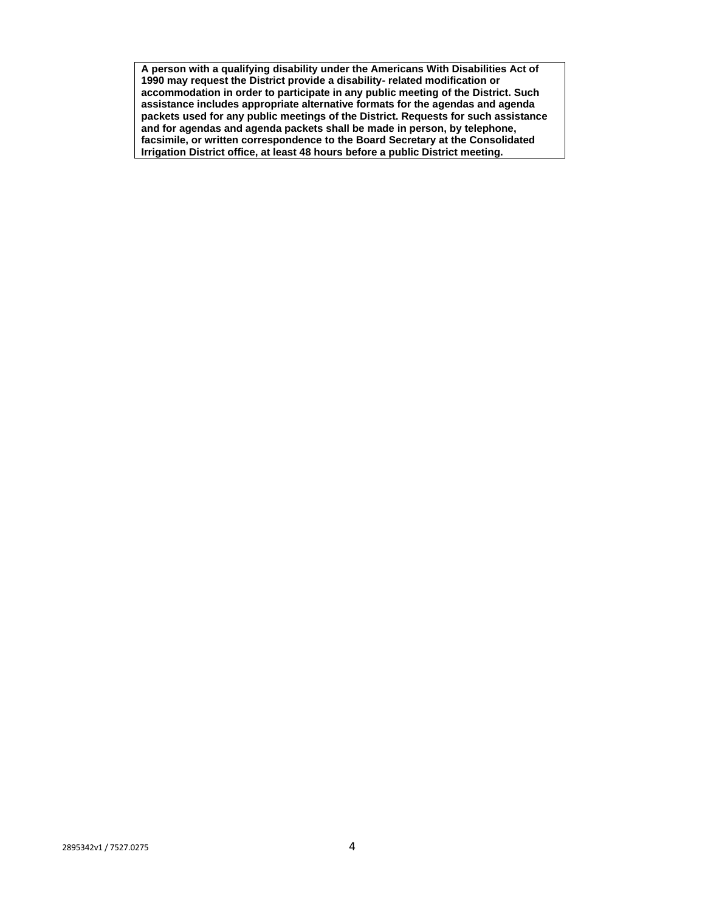**A person with a qualifying disability under the Americans With Disabilities Act of 1990 may request the District provide a disability- related modification or accommodation in order to participate in any public meeting of the District. Such assistance includes appropriate alternative formats for the agendas and agenda packets used for any public meetings of the District. Requests for such assistance and for agendas and agenda packets shall be made in person, by telephone, facsimile, or written correspondence to the Board Secretary at the Consolidated Irrigation District office, at least 48 hours before a public District meeting.**